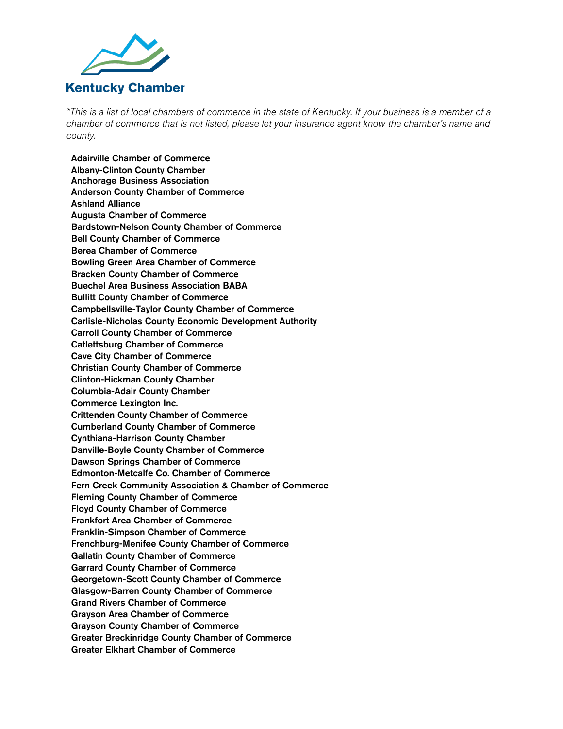# Kentucky Chamber

*\*This is a list of local chambers of commerce in the state of Kentucky. If your business is a member of a chamber of commerce that is not listed, please let your insurance agent know the chamber's name and county.*

**Adairville Chamber of Commerce**
**Albany-Clinton County Chamber**
**Anchorage Business Association**
**Anderson County Chamber of Commerce**
**Ashland Alliance**
**Augusta Chamber of Commerce**
**Bardstown-Nelson County Chamber of Commerce**
**Bell County Chamber of Commerce**
**Berea Chamber of Commerce**
**Bowling Green Area Chamber of Commerce**
**Bracken County Chamber of Commerce**
**Buechel Area Business Association BABA**
**Bullitt County Chamber of Commerce**
**Campbellsville-Taylor County Chamber of Commerce**
**Carlisle-Nicholas County Economic Development Authority**
**Carroll County Chamber of Commerce**
**Catlettsburg Chamber of Commerce**
**Cave City Chamber of Commerce**
**Christian County Chamber of Commerce**
**Clinton-Hickman County Chamber**
**Columbia-Adair County Chamber**
**Commerce Lexington Inc.**
**Crittenden County Chamber of Commerce**
**Cumberland County Chamber of Commerce**
**Cynthiana-Harrison County Chamber**
**Danville-Boyle County Chamber of Commerce**
**Dawson Springs Chamber of Commerce**
**Edmonton-Metcalfe Co. Chamber of Commerce**
**Fern Creek Community Association & Chamber of Commerce**
**Fleming County Chamber of Commerce**
**Floyd County Chamber of Commerce**
**Frankfort Area Chamber of Commerce**
**Franklin-Simpson Chamber of Commerce**
**Frenchburg-Menifee County Chamber of Commerce**
**Gallatin County Chamber of Commerce**
**Garrard County Chamber of Commerce**
**Georgetown-Scott County Chamber of Commerce**
**Glasgow-Barren County Chamber of Commerce**
**Grand Rivers Chamber of Commerce**
**Grayson Area Chamber of Commerce**
**Grayson County Chamber of Commerce**
**Greater Breckinridge County Chamber of Commerce**
**Greater Elkhart Chamber of Commerce**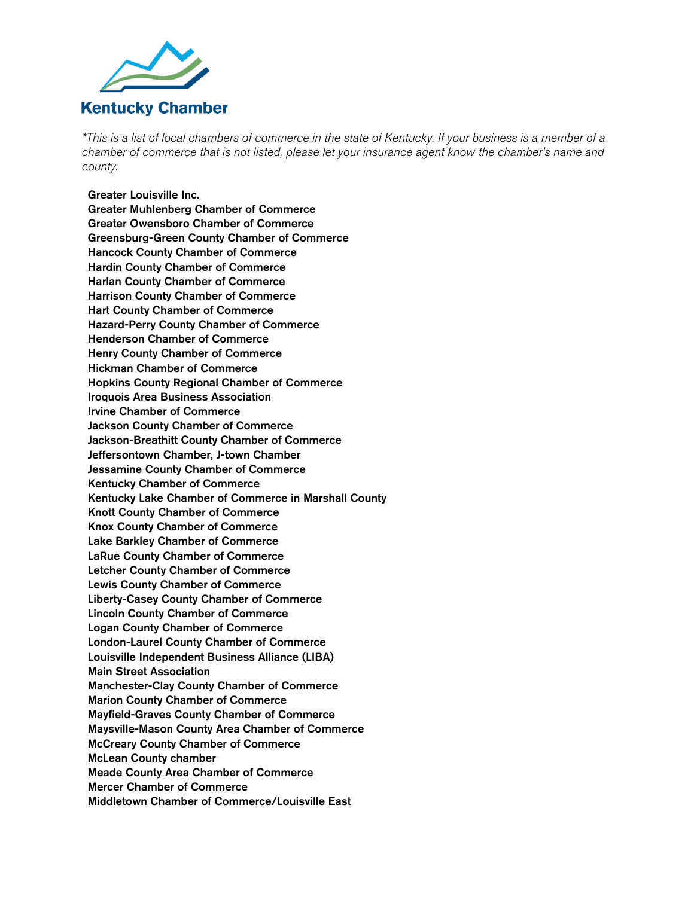**Kentucky Chamber**

*\*This is a list of local chambers of commerce in the state of Kentucky. If your business is a member of a chamber of commerce that is not listed, please let your insurance agent know the chamber's name and county.*

**Greater Louisville Inc.**
**Greater Muhlenberg Chamber of Commerce**
**Greater Owensboro Chamber of Commerce**
**Greensburg-Green County Chamber of Commerce**
**Hancock County Chamber of Commerce**
**Hardin County Chamber of Commerce**
**Harlan County Chamber of Commerce**
**Harrison County Chamber of Commerce**
**Hart County Chamber of Commerce**
**Hazard-Perry County Chamber of Commerce**
**Henderson Chamber of Commerce**
**Henry County Chamber of Commerce**
**Hickman Chamber of Commerce**
**Hopkins County Regional Chamber of Commerce**
**Iroquois Area Business Association**
**Irvine Chamber of Commerce**
**Jackson County Chamber of Commerce**
**Jackson-Breathitt County Chamber of Commerce**
**Jeffersontown Chamber, J-town Chamber**
**Jessamine County Chamber of Commerce**
**Kentucky Chamber of Commerce**
**Kentucky Lake Chamber of Commerce in Marshall County**
**Knott County Chamber of Commerce**
**Knox County Chamber of Commerce**
**Lake Barkley Chamber of Commerce**
**LaRue County Chamber of Commerce**
**Letcher County Chamber of Commerce**
**Lewis County Chamber of Commerce**
**Liberty-Casey County Chamber of Commerce**
**Lincoln County Chamber of Commerce**
**Logan County Chamber of Commerce**
**London-Laurel County Chamber of Commerce**
**Louisville Independent Business Alliance (LIBA)**
**Main Street Association**
**Manchester-Clay County Chamber of Commerce**
**Marion County Chamber of Commerce**
**Mayfield-Graves County Chamber of Commerce**
**Maysville-Mason County Area Chamber of Commerce**
**McCreary County Chamber of Commerce**
**McLean County chamber**
**Meade County Area Chamber of Commerce**
**Mercer Chamber of Commerce**
**Middletown Chamber of Commerce/Louisville East**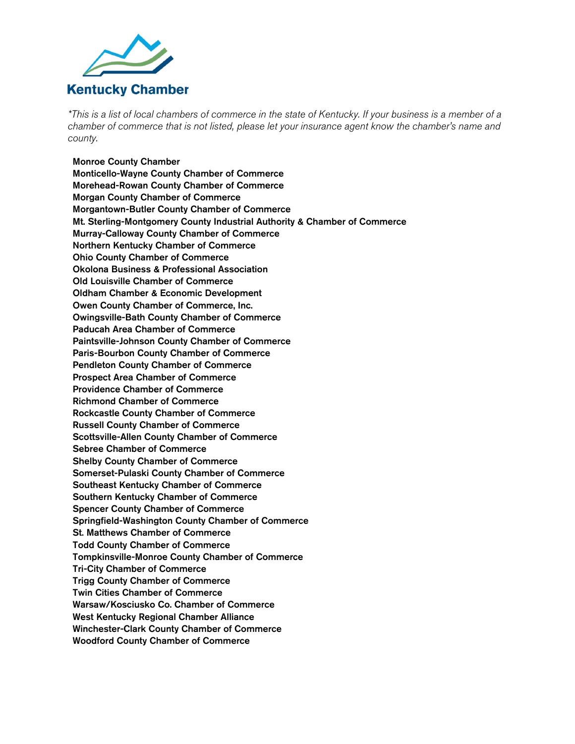Kentucky Chamber

*\*This is a list of local chambers of commerce in the state of Kentucky. If your business is a member of a chamber of commerce that is not listed, please let your insurance agent know the chamber's name and county.*

**Monroe County Chamber**
**Monticello-Wayne County Chamber of Commerce**
**Morehead-Rowan County Chamber of Commerce**
**Morgan County Chamber of Commerce**
**Morgantown-Butler County Chamber of Commerce**
**Mt. Sterling-Montgomery County Industrial Authority & Chamber of Commerce**
**Murray-Calloway County Chamber of Commerce**
**Northern Kentucky Chamber of Commerce**
**Ohio County Chamber of Commerce**
**Okolona Business & Professional Association**
**Old Louisville Chamber of Commerce**
**Oldham Chamber & Economic Development**
**Owen County Chamber of Commerce, Inc.**
**Owingsville-Bath County Chamber of Commerce**
**Paducah Area Chamber of Commerce**
**Paintsville-Johnson County Chamber of Commerce**
**Paris-Bourbon County Chamber of Commerce**
**Pendleton County Chamber of Commerce**
**Prospect Area Chamber of Commerce**
**Providence Chamber of Commerce**
**Richmond Chamber of Commerce**
**Rockcastle County Chamber of Commerce**
**Russell County Chamber of Commerce**
**Scottsville-Allen County Chamber of Commerce**
**Sebree Chamber of Commerce**
**Shelby County Chamber of Commerce**
**Somerset-Pulaski County Chamber of Commerce**
**Southeast Kentucky Chamber of Commerce**
**Southern Kentucky Chamber of Commerce**
**Spencer County Chamber of Commerce**
**Springfield-Washington County Chamber of Commerce**
**St. Matthews Chamber of Commerce**
**Todd County Chamber of Commerce**
**Tompkinsville-Monroe County Chamber of Commerce**
**Tri-City Chamber of Commerce**
**Trigg County Chamber of Commerce**
**Twin Cities Chamber of Commerce**
**Warsaw/Kosciusko Co. Chamber of Commerce**
**West Kentucky Regional Chamber Alliance**
**Winchester-Clark County Chamber of Commerce**
**Woodford County Chamber of Commerce**